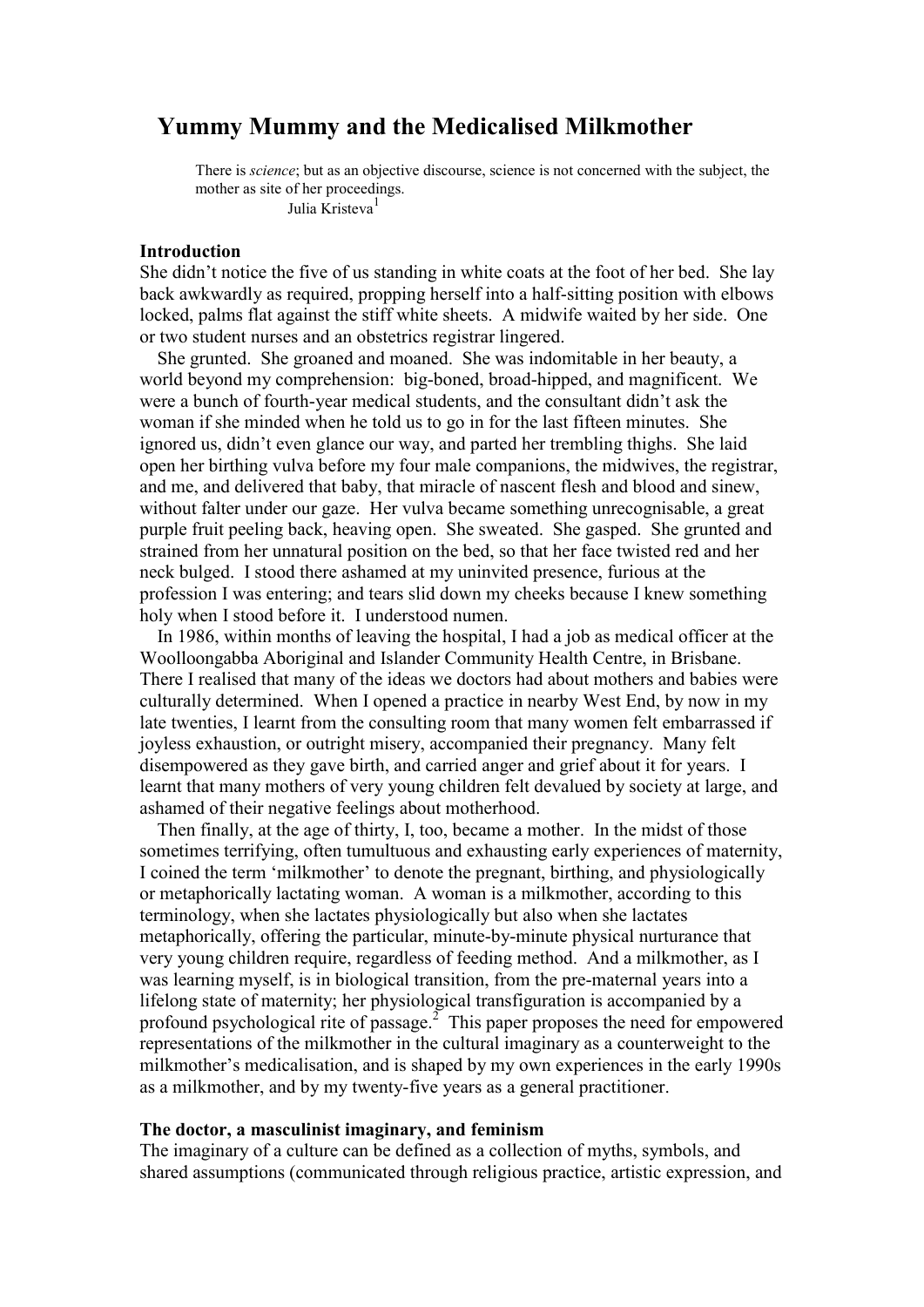# Yummy Mummy and the Medicalised Milkmother

> There is *science*; but as an objective discourse, science is not concerned with the subject, the mother as site of her proceedings.
>
> Julia Kristeva[1]

### Introduction

She didn't notice the five of us standing in white coats at the foot of her bed. She lay back awkwardly as required, propping herself into a half-sitting position with elbows locked, palms flat against the stiff white sheets. A midwife waited by her side. One or two student nurses and an obstetrics registrar lingered.

She grunted. She groaned and moaned. She was indomitable in her beauty, a world beyond my comprehension: big-boned, broad-hipped, and magnificent. We were a bunch of fourth-year medical students, and the consultant didn't ask the woman if she minded when he told us to go in for the last fifteen minutes. She ignored us, didn't even glance our way, and parted her trembling thighs. She laid open her birthing vulva before my four male companions, the midwives, the registrar, and me, and delivered that baby, that miracle of nascent flesh and blood and sinew, without falter under our gaze. Her vulva became something unrecognisable, a great purple fruit peeling back, heaving open. She sweated. She gasped. She grunted and strained from her unnatural position on the bed, so that her face twisted red and her neck bulged. I stood there ashamed at my uninvited presence, furious at the profession I was entering; and tears slid down my cheeks because I knew something holy when I stood before it. I understood numen.

In 1986, within months of leaving the hospital, I had a job as medical officer at the Woolloongabba Aboriginal and Islander Community Health Centre, in Brisbane. There I realised that many of the ideas we doctors had about mothers and babies were culturally determined. When I opened a practice in nearby West End, by now in my late twenties, I learnt from the consulting room that many women felt embarrassed if joyless exhaustion, or outright misery, accompanied their pregnancy. Many felt disempowered as they gave birth, and carried anger and grief about it for years. I learnt that many mothers of very young children felt devalued by society at large, and ashamed of their negative feelings about motherhood.

Then finally, at the age of thirty, I, too, became a mother. In the midst of those sometimes terrifying, often tumultuous and exhausting early experiences of maternity, I coined the term 'milkmother' to denote the pregnant, birthing, and physiologically or metaphorically lactating woman. A woman is a milkmother, according to this terminology, when she lactates physiologically but also when she lactates metaphorically, offering the particular, minute-by-minute physical nurturance that very young children require, regardless of feeding method. And a milkmother, as I was learning myself, is in biological transition, from the pre-maternal years into a lifelong state of maternity; her physiological transfiguration is accompanied by a profound psychological rite of passage.[2] This paper proposes the need for empowered representations of the milkmother in the cultural imaginary as a counterweight to the milkmother's medicalisation, and is shaped by my own experiences in the early 1990s as a milkmother, and by my twenty-five years as a general practitioner.

### The doctor, a masculinist imaginary, and feminism

The imaginary of a culture can be defined as a collection of myths, symbols, and shared assumptions (communicated through religious practice, artistic expression, and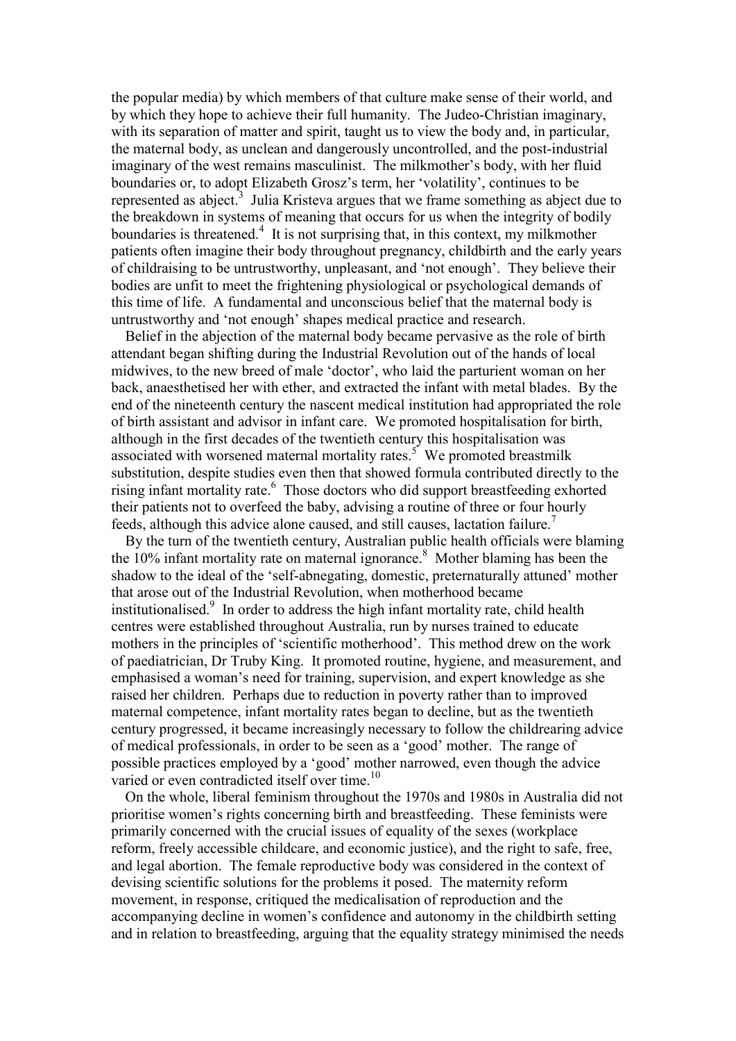the popular media) by which members of that culture make sense of their world, and by which they hope to achieve their full humanity. The Judeo-Christian imaginary, with its separation of matter and spirit, taught us to view the body and, in particular, the maternal body, as unclean and dangerously uncontrolled, and the post-industrial imaginary of the west remains masculinist. The milkmother's body, with her fluid boundaries or, to adopt Elizabeth Grosz's term, her 'volatility', continues to be represented as abject.[3] Julia Kristeva argues that we frame something as abject due to the breakdown in systems of meaning that occurs for us when the integrity of bodily boundaries is threatened.[4] It is not surprising that, in this context, my milkmother patients often imagine their body throughout pregnancy, childbirth and the early years of childraising to be untrustworthy, unpleasant, and 'not enough'. They believe their bodies are unfit to meet the frightening physiological or psychological demands of this time of life. A fundamental and unconscious belief that the maternal body is untrustworthy and 'not enough' shapes medical practice and research.

Belief in the abjection of the maternal body became pervasive as the role of birth attendant began shifting during the Industrial Revolution out of the hands of local midwives, to the new breed of male 'doctor', who laid the parturient woman on her back, anaesthetised her with ether, and extracted the infant with metal blades. By the end of the nineteenth century the nascent medical institution had appropriated the role of birth assistant and advisor in infant care. We promoted hospitalisation for birth, although in the first decades of the twentieth century this hospitalisation was associated with worsened maternal mortality rates.[5] We promoted breastmilk substitution, despite studies even then that showed formula contributed directly to the rising infant mortality rate.[6] Those doctors who did support breastfeeding exhorted their patients not to overfeed the baby, advising a routine of three or four hourly feeds, although this advice alone caused, and still causes, lactation failure.[7]

By the turn of the twentieth century, Australian public health officials were blaming the 10% infant mortality rate on maternal ignorance.[8] Mother blaming has been the shadow to the ideal of the 'self-abnegating, domestic, preternaturally attuned' mother that arose out of the Industrial Revolution, when motherhood became institutionalised.[9] In order to address the high infant mortality rate, child health centres were established throughout Australia, run by nurses trained to educate mothers in the principles of 'scientific motherhood'. This method drew on the work of paediatrician, Dr Truby King. It promoted routine, hygiene, and measurement, and emphasised a woman's need for training, supervision, and expert knowledge as she raised her children. Perhaps due to reduction in poverty rather than to improved maternal competence, infant mortality rates began to decline, but as the twentieth century progressed, it became increasingly necessary to follow the childrearing advice of medical professionals, in order to be seen as a 'good' mother. The range of possible practices employed by a 'good' mother narrowed, even though the advice varied or even contradicted itself over time.[10]

On the whole, liberal feminism throughout the 1970s and 1980s in Australia did not prioritise women's rights concerning birth and breastfeeding. These feminists were primarily concerned with the crucial issues of equality of the sexes (workplace reform, freely accessible childcare, and economic justice), and the right to safe, free, and legal abortion. The female reproductive body was considered in the context of devising scientific solutions for the problems it posed. The maternity reform movement, in response, critiqued the medicalisation of reproduction and the accompanying decline in women's confidence and autonomy in the childbirth setting and in relation to breastfeeding, arguing that the equality strategy minimised the needs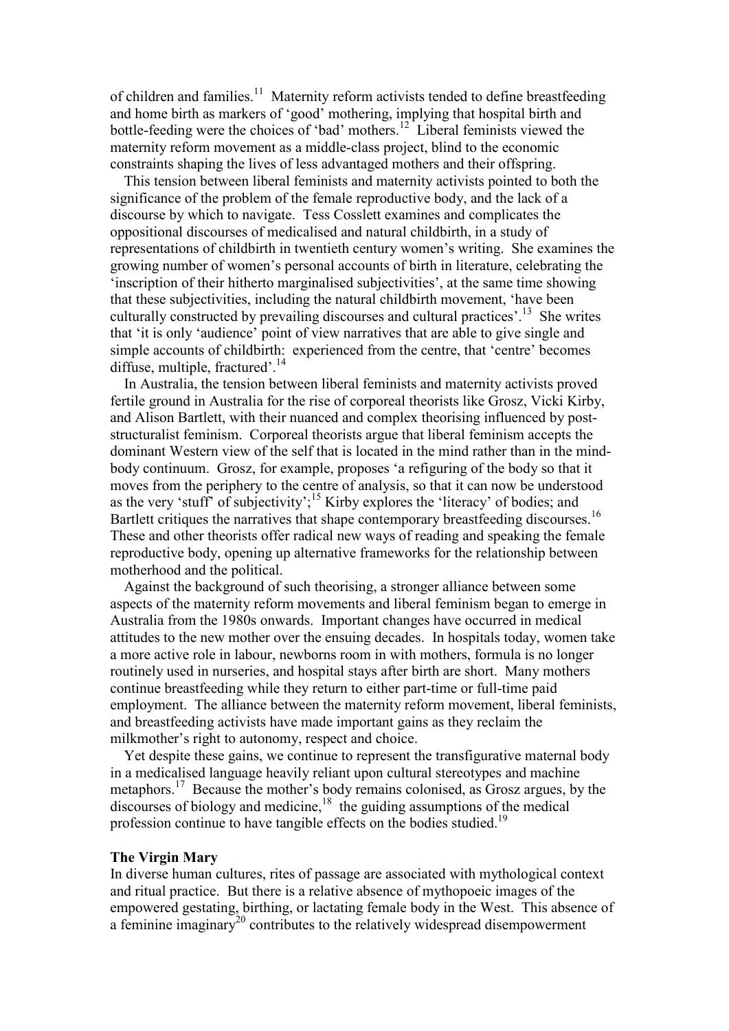of children and families.[11] Maternity reform activists tended to define breastfeeding and home birth as markers of 'good' mothering, implying that hospital birth and bottle-feeding were the choices of 'bad' mothers.[12] Liberal feminists viewed the maternity reform movement as a middle-class project, blind to the economic constraints shaping the lives of less advantaged mothers and their offspring.

This tension between liberal feminists and maternity activists pointed to both the significance of the problem of the female reproductive body, and the lack of a discourse by which to navigate. Tess Cosslett examines and complicates the oppositional discourses of medicalised and natural childbirth, in a study of representations of childbirth in twentieth century women's writing. She examines the growing number of women's personal accounts of birth in literature, celebrating the 'inscription of their hitherto marginalised subjectivities', at the same time showing that these subjectivities, including the natural childbirth movement, 'have been culturally constructed by prevailing discourses and cultural practices'.[13] She writes that 'it is only 'audience' point of view narratives that are able to give single and simple accounts of childbirth: experienced from the centre, that 'centre' becomes diffuse, multiple, fractured'.[14]

In Australia, the tension between liberal feminists and maternity activists proved fertile ground in Australia for the rise of corporeal theorists like Grosz, Vicki Kirby, and Alison Bartlett, with their nuanced and complex theorising influenced by post-structuralist feminism. Corporeal theorists argue that liberal feminism accepts the dominant Western view of the self that is located in the mind rather than in the mind-body continuum. Grosz, for example, proposes 'a refiguring of the body so that it moves from the periphery to the centre of analysis, so that it can now be understood as the very 'stuff' of subjectivity';[15] Kirby explores the 'literacy' of bodies; and Bartlett critiques the narratives that shape contemporary breastfeeding discourses.[16] These and other theorists offer radical new ways of reading and speaking the female reproductive body, opening up alternative frameworks for the relationship between motherhood and the political.

Against the background of such theorising, a stronger alliance between some aspects of the maternity reform movements and liberal feminism began to emerge in Australia from the 1980s onwards. Important changes have occurred in medical attitudes to the new mother over the ensuing decades. In hospitals today, women take a more active role in labour, newborns room in with mothers, formula is no longer routinely used in nurseries, and hospital stays after birth are short. Many mothers continue breastfeeding while they return to either part-time or full-time paid employment. The alliance between the maternity reform movement, liberal feminists, and breastfeeding activists have made important gains as they reclaim the milkmother's right to autonomy, respect and choice.

Yet despite these gains, we continue to represent the transfigurative maternal body in a medicalised language heavily reliant upon cultural stereotypes and machine metaphors.[17] Because the mother's body remains colonised, as Grosz argues, by the discourses of biology and medicine,[18] the guiding assumptions of the medical profession continue to have tangible effects on the bodies studied.[19]

**The Virgin Mary**

In diverse human cultures, rites of passage are associated with mythological context and ritual practice. But there is a relative absence of mythopoeic images of the empowered gestating, birthing, or lactating female body in the West. This absence of a feminine imaginary[20] contributes to the relatively widespread disempowerment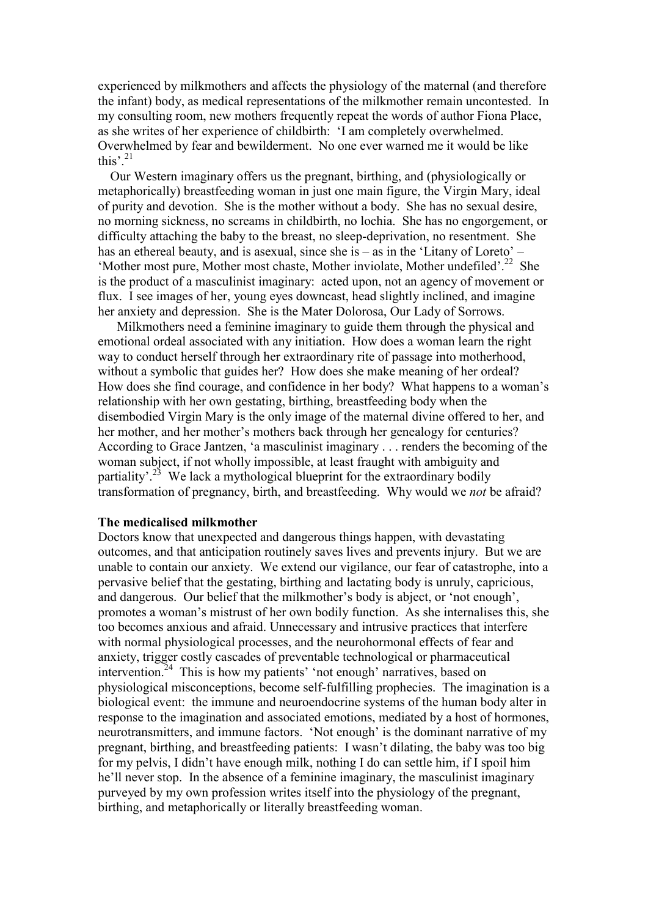experienced by milkmothers and affects the physiology of the maternal (and therefore the infant) body, as medical representations of the milkmother remain uncontested. In my consulting room, new mothers frequently repeat the words of author Fiona Place, as she writes of her experience of childbirth: 'I am completely overwhelmed. Overwhelmed by fear and bewilderment. No one ever warned me it would be like this'.[21]

Our Western imaginary offers us the pregnant, birthing, and (physiologically or metaphorically) breastfeeding woman in just one main figure, the Virgin Mary, ideal of purity and devotion. She is the mother without a body. She has no sexual desire, no morning sickness, no screams in childbirth, no lochia. She has no engorgement, or difficulty attaching the baby to the breast, no sleep-deprivation, no resentment. She has an ethereal beauty, and is asexual, since she is – as in the 'Litany of Loreto' – 'Mother most pure, Mother most chaste, Mother inviolate, Mother undefiled'.[22] She is the product of a masculinist imaginary: acted upon, not an agency of movement or flux. I see images of her, young eyes downcast, head slightly inclined, and imagine her anxiety and depression. She is the Mater Dolorosa, Our Lady of Sorrows.

Milkmothers need a feminine imaginary to guide them through the physical and emotional ordeal associated with any initiation. How does a woman learn the right way to conduct herself through her extraordinary rite of passage into motherhood, without a symbolic that guides her? How does she make meaning of her ordeal? How does she find courage, and confidence in her body? What happens to a woman's relationship with her own gestating, birthing, breastfeeding body when the disembodied Virgin Mary is the only image of the maternal divine offered to her, and her mother, and her mother's mothers back through her genealogy for centuries? According to Grace Jantzen, 'a masculinist imaginary . . . renders the becoming of the woman subject, if not wholly impossible, at least fraught with ambiguity and partiality'.[23] We lack a mythological blueprint for the extraordinary bodily transformation of pregnancy, birth, and breastfeeding. Why would we *not* be afraid?

**The medicalised milkmother**

Doctors know that unexpected and dangerous things happen, with devastating outcomes, and that anticipation routinely saves lives and prevents injury. But we are unable to contain our anxiety. We extend our vigilance, our fear of catastrophe, into a pervasive belief that the gestating, birthing and lactating body is unruly, capricious, and dangerous. Our belief that the milkmother's body is abject, or 'not enough', promotes a woman's mistrust of her own bodily function. As she internalises this, she too becomes anxious and afraid. Unnecessary and intrusive practices that interfere with normal physiological processes, and the neurohormonal effects of fear and anxiety, trigger costly cascades of preventable technological or pharmaceutical intervention.[24] This is how my patients' 'not enough' narratives, based on physiological misconceptions, become self-fulfilling prophecies. The imagination is a biological event: the immune and neuroendocrine systems of the human body alter in response to the imagination and associated emotions, mediated by a host of hormones, neurotransmitters, and immune factors. 'Not enough' is the dominant narrative of my pregnant, birthing, and breastfeeding patients: I wasn't dilating, the baby was too big for my pelvis, I didn't have enough milk, nothing I do can settle him, if I spoil him he'll never stop. In the absence of a feminine imaginary, the masculinist imaginary purveyed by my own profession writes itself into the physiology of the pregnant, birthing, and metaphorically or literally breastfeeding woman.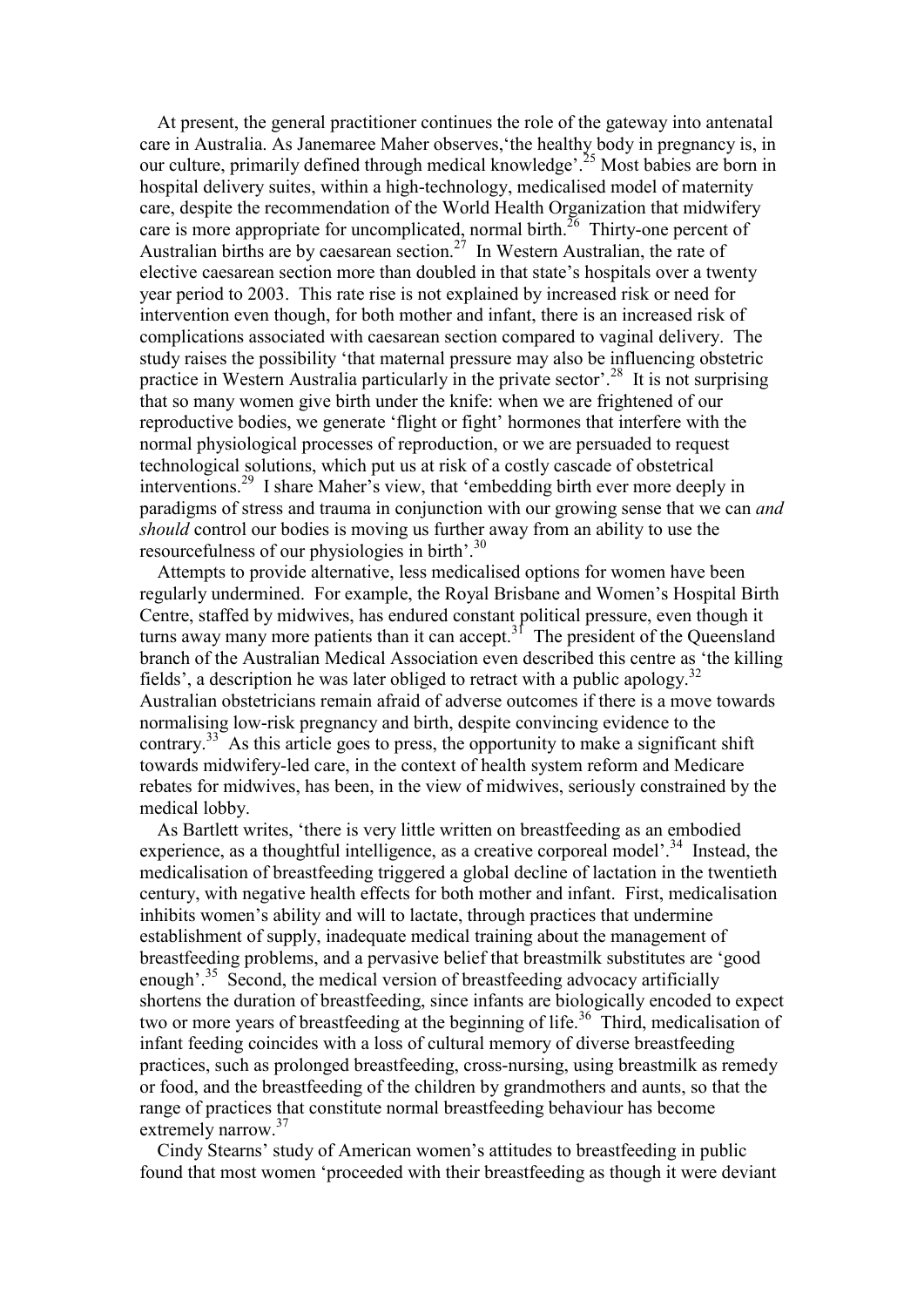At present, the general practitioner continues the role of the gateway into antenatal care in Australia. As Janemaree Maher observes,'the healthy body in pregnancy is, in our culture, primarily defined through medical knowledge'.[25] Most babies are born in hospital delivery suites, within a high-technology, medicalised model of maternity care, despite the recommendation of the World Health Organization that midwifery care is more appropriate for uncomplicated, normal birth.[26] Thirty-one percent of Australian births are by caesarean section.[27] In Western Australian, the rate of elective caesarean section more than doubled in that state's hospitals over a twenty year period to 2003. This rate rise is not explained by increased risk or need for intervention even though, for both mother and infant, there is an increased risk of complications associated with caesarean section compared to vaginal delivery. The study raises the possibility 'that maternal pressure may also be influencing obstetric practice in Western Australia particularly in the private sector'.[28] It is not surprising that so many women give birth under the knife: when we are frightened of our reproductive bodies, we generate 'flight or fight' hormones that interfere with the normal physiological processes of reproduction, or we are persuaded to request technological solutions, which put us at risk of a costly cascade of obstetrical interventions.[29] I share Maher's view, that 'embedding birth ever more deeply in paradigms of stress and trauma in conjunction with our growing sense that we can *and should* control our bodies is moving us further away from an ability to use the resourcefulness of our physiologies in birth'.[30]

Attempts to provide alternative, less medicalised options for women have been regularly undermined. For example, the Royal Brisbane and Women's Hospital Birth Centre, staffed by midwives, has endured constant political pressure, even though it turns away many more patients than it can accept.[31] The president of the Queensland branch of the Australian Medical Association even described this centre as 'the killing fields', a description he was later obliged to retract with a public apology.[32] Australian obstetricians remain afraid of adverse outcomes if there is a move towards normalising low-risk pregnancy and birth, despite convincing evidence to the contrary.[33] As this article goes to press, the opportunity to make a significant shift towards midwifery-led care, in the context of health system reform and Medicare rebates for midwives, has been, in the view of midwives, seriously constrained by the medical lobby.

As Bartlett writes, 'there is very little written on breastfeeding as an embodied experience, as a thoughtful intelligence, as a creative corporeal model'.[34] Instead, the medicalisation of breastfeeding triggered a global decline of lactation in the twentieth century, with negative health effects for both mother and infant. First, medicalisation inhibits women's ability and will to lactate, through practices that undermine establishment of supply, inadequate medical training about the management of breastfeeding problems, and a pervasive belief that breastmilk substitutes are 'good enough'.[35] Second, the medical version of breastfeeding advocacy artificially shortens the duration of breastfeeding, since infants are biologically encoded to expect two or more years of breastfeeding at the beginning of life.[36] Third, medicalisation of infant feeding coincides with a loss of cultural memory of diverse breastfeeding practices, such as prolonged breastfeeding, cross-nursing, using breastmilk as remedy or food, and the breastfeeding of the children by grandmothers and aunts, so that the range of practices that constitute normal breastfeeding behaviour has become extremely narrow.[37]

Cindy Stearns' study of American women's attitudes to breastfeeding in public found that most women 'proceeded with their breastfeeding as though it were deviant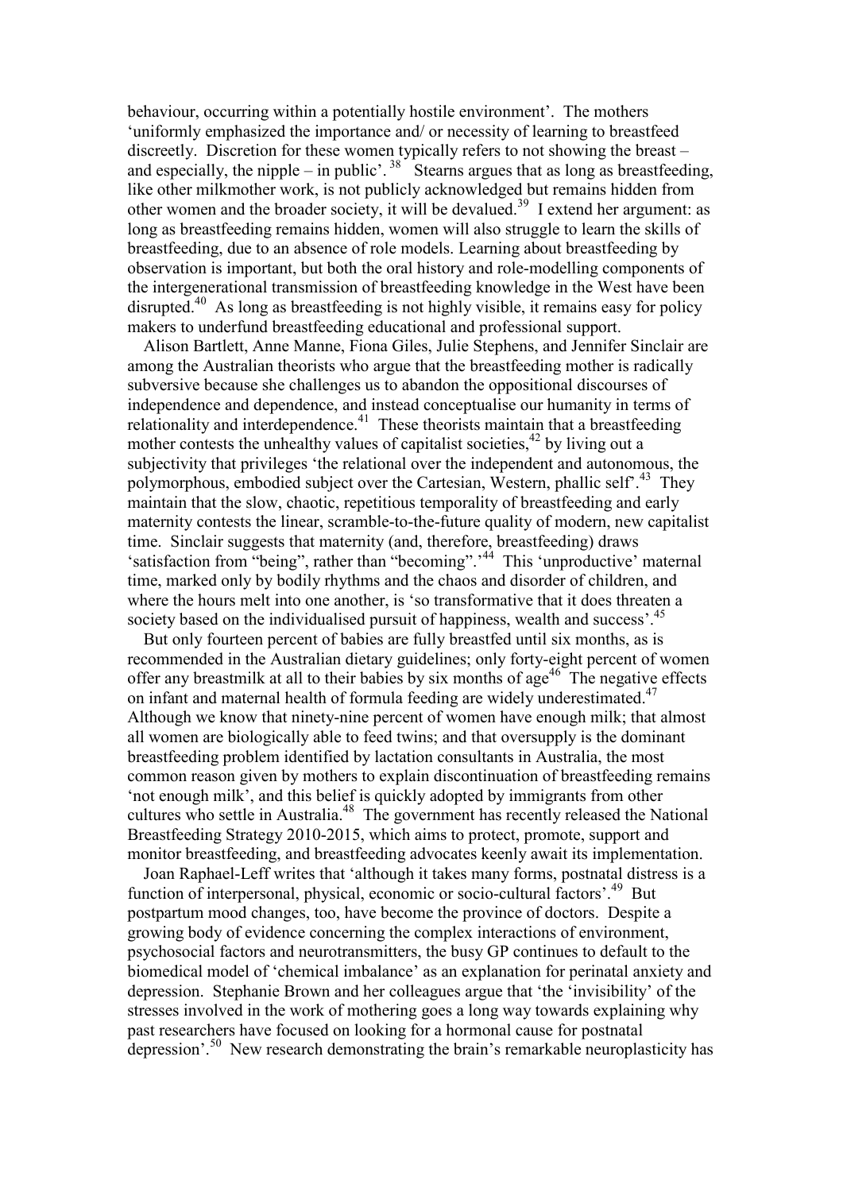behaviour, occurring within a potentially hostile environment'. The mothers 'uniformly emphasized the importance and/ or necessity of learning to breastfeed discreetly. Discretion for these women typically refers to not showing the breast – and especially, the nipple – in public'. [38] Stearns argues that as long as breastfeeding, like other milkmother work, is not publicly acknowledged but remains hidden from other women and the broader society, it will be devalued.[39] I extend her argument: as long as breastfeeding remains hidden, women will also struggle to learn the skills of breastfeeding, due to an absence of role models. Learning about breastfeeding by observation is important, but both the oral history and role-modelling components of the intergenerational transmission of breastfeeding knowledge in the West have been disrupted.[40] As long as breastfeeding is not highly visible, it remains easy for policy makers to underfund breastfeeding educational and professional support.

Alison Bartlett, Anne Manne, Fiona Giles, Julie Stephens, and Jennifer Sinclair are among the Australian theorists who argue that the breastfeeding mother is radically subversive because she challenges us to abandon the oppositional discourses of independence and dependence, and instead conceptualise our humanity in terms of relationality and interdependence.[41] These theorists maintain that a breastfeeding mother contests the unhealthy values of capitalist societies,[42] by living out a subjectivity that privileges 'the relational over the independent and autonomous, the polymorphous, embodied subject over the Cartesian, Western, phallic self'.[43] They maintain that the slow, chaotic, repetitious temporality of breastfeeding and early maternity contests the linear, scramble-to-the-future quality of modern, new capitalist time. Sinclair suggests that maternity (and, therefore, breastfeeding) draws 'satisfaction from "being", rather than "becoming".'[44] This 'unproductive' maternal time, marked only by bodily rhythms and the chaos and disorder of children, and where the hours melt into one another, is 'so transformative that it does threaten a society based on the individualised pursuit of happiness, wealth and success'.[45]

But only fourteen percent of babies are fully breastfed until six months, as is recommended in the Australian dietary guidelines; only forty-eight percent of women offer any breastmilk at all to their babies by six months of age[46] The negative effects on infant and maternal health of formula feeding are widely underestimated.[47] Although we know that ninety-nine percent of women have enough milk; that almost all women are biologically able to feed twins; and that oversupply is the dominant breastfeeding problem identified by lactation consultants in Australia, the most common reason given by mothers to explain discontinuation of breastfeeding remains 'not enough milk', and this belief is quickly adopted by immigrants from other cultures who settle in Australia.[48] The government has recently released the National Breastfeeding Strategy 2010-2015, which aims to protect, promote, support and monitor breastfeeding, and breastfeeding advocates keenly await its implementation.

Joan Raphael-Leff writes that 'although it takes many forms, postnatal distress is a function of interpersonal, physical, economic or socio-cultural factors'.[49] But postpartum mood changes, too, have become the province of doctors. Despite a growing body of evidence concerning the complex interactions of environment, psychosocial factors and neurotransmitters, the busy GP continues to default to the biomedical model of 'chemical imbalance' as an explanation for perinatal anxiety and depression. Stephanie Brown and her colleagues argue that 'the 'invisibility' of the stresses involved in the work of mothering goes a long way towards explaining why past researchers have focused on looking for a hormonal cause for postnatal depression'.[50] New research demonstrating the brain's remarkable neuroplasticity has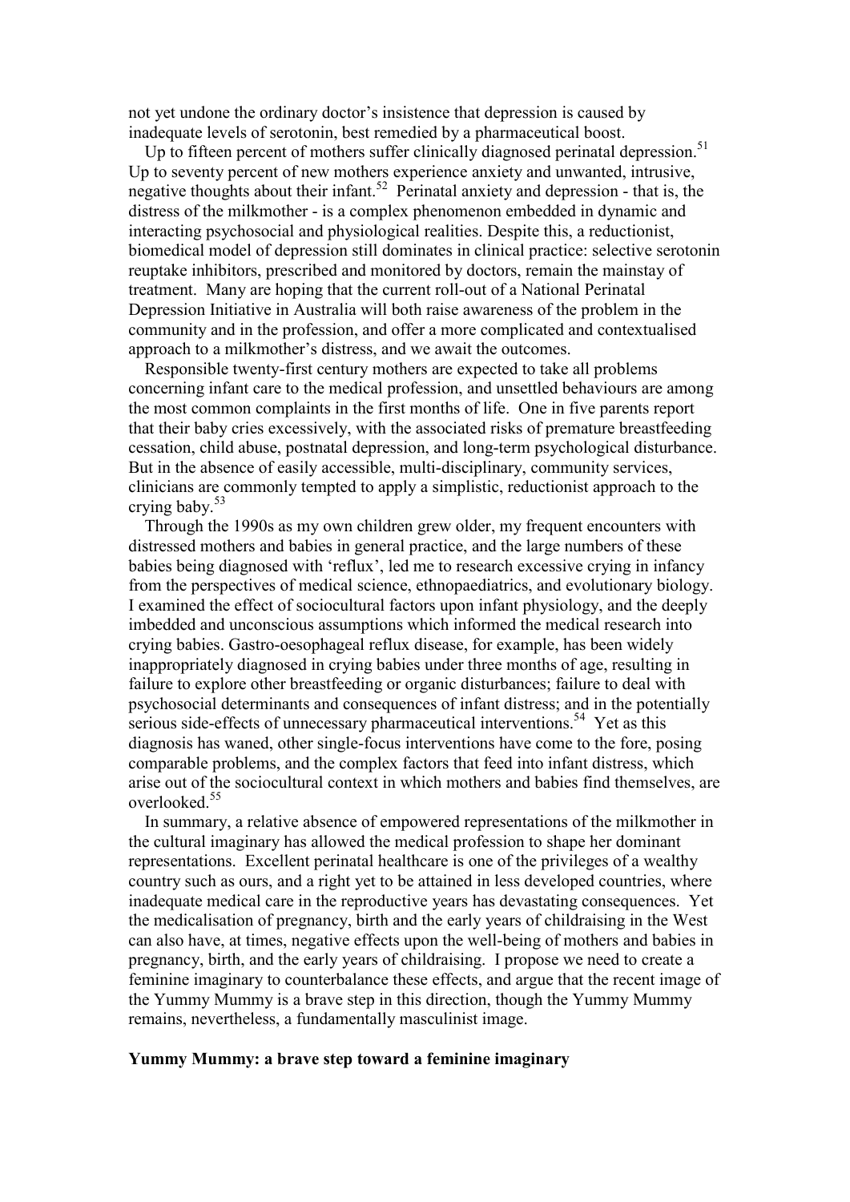not yet undone the ordinary doctor's insistence that depression is caused by inadequate levels of serotonin, best remedied by a pharmaceutical boost.

Up to fifteen percent of mothers suffer clinically diagnosed perinatal depression.[51] Up to seventy percent of new mothers experience anxiety and unwanted, intrusive, negative thoughts about their infant.[52] Perinatal anxiety and depression - that is, the distress of the milkmother - is a complex phenomenon embedded in dynamic and interacting psychosocial and physiological realities. Despite this, a reductionist, biomedical model of depression still dominates in clinical practice: selective serotonin reuptake inhibitors, prescribed and monitored by doctors, remain the mainstay of treatment. Many are hoping that the current roll-out of a National Perinatal Depression Initiative in Australia will both raise awareness of the problem in the community and in the profession, and offer a more complicated and contextualised approach to a milkmother's distress, and we await the outcomes.

Responsible twenty-first century mothers are expected to take all problems concerning infant care to the medical profession, and unsettled behaviours are among the most common complaints in the first months of life. One in five parents report that their baby cries excessively, with the associated risks of premature breastfeeding cessation, child abuse, postnatal depression, and long-term psychological disturbance. But in the absence of easily accessible, multi-disciplinary, community services, clinicians are commonly tempted to apply a simplistic, reductionist approach to the crying baby.[53]

Through the 1990s as my own children grew older, my frequent encounters with distressed mothers and babies in general practice, and the large numbers of these babies being diagnosed with 'reflux', led me to research excessive crying in infancy from the perspectives of medical science, ethnopaediatrics, and evolutionary biology. I examined the effect of sociocultural factors upon infant physiology, and the deeply imbedded and unconscious assumptions which informed the medical research into crying babies. Gastro-oesophageal reflux disease, for example, has been widely inappropriately diagnosed in crying babies under three months of age, resulting in failure to explore other breastfeeding or organic disturbances; failure to deal with psychosocial determinants and consequences of infant distress; and in the potentially serious side-effects of unnecessary pharmaceutical interventions.[54] Yet as this diagnosis has waned, other single-focus interventions have come to the fore, posing comparable problems, and the complex factors that feed into infant distress, which arise out of the sociocultural context in which mothers and babies find themselves, are overlooked.[55]

In summary, a relative absence of empowered representations of the milkmother in the cultural imaginary has allowed the medical profession to shape her dominant representations. Excellent perinatal healthcare is one of the privileges of a wealthy country such as ours, and a right yet to be attained in less developed countries, where inadequate medical care in the reproductive years has devastating consequences. Yet the medicalisation of pregnancy, birth and the early years of childraising in the West can also have, at times, negative effects upon the well-being of mothers and babies in pregnancy, birth, and the early years of childraising. I propose we need to create a feminine imaginary to counterbalance these effects, and argue that the recent image of the Yummy Mummy is a brave step in this direction, though the Yummy Mummy remains, nevertheless, a fundamentally masculinist image.

## Yummy Mummy: a brave step toward a feminine imaginary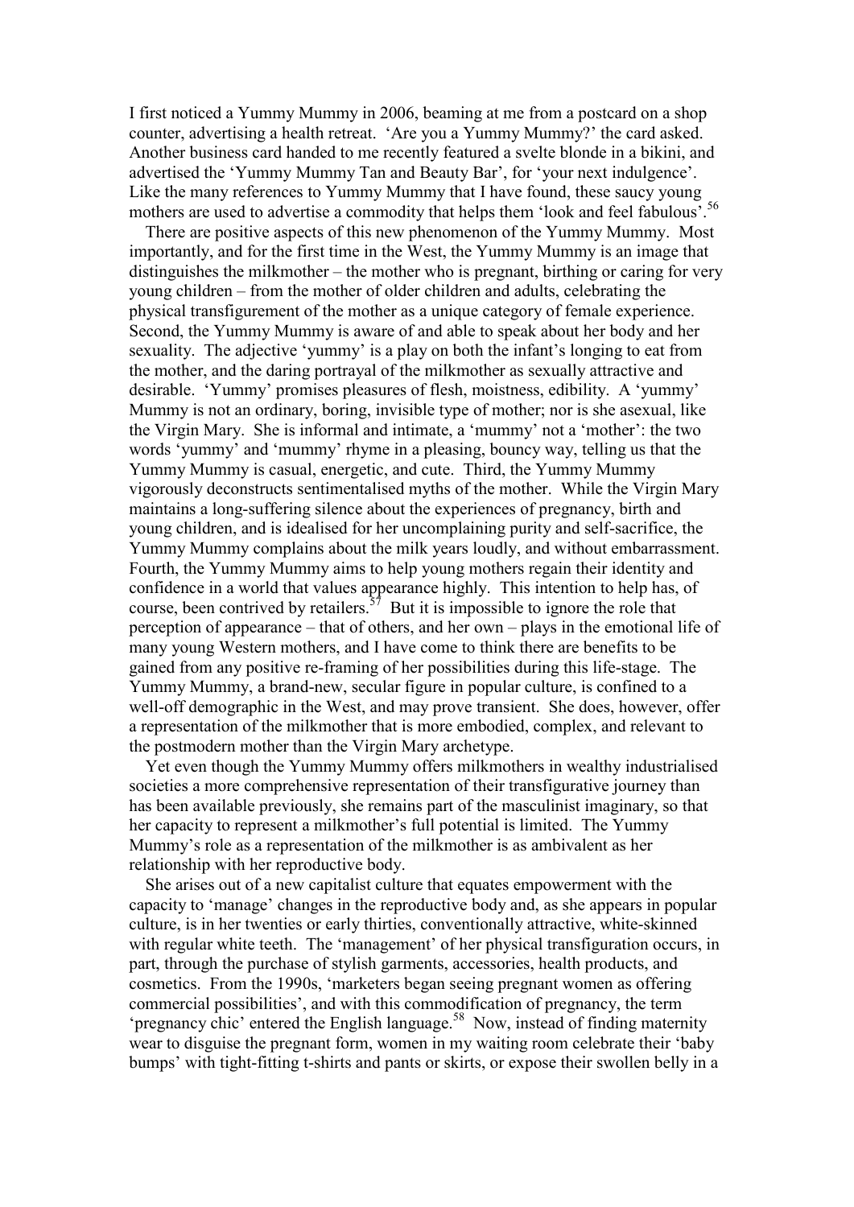I first noticed a Yummy Mummy in 2006, beaming at me from a postcard on a shop counter, advertising a health retreat. 'Are you a Yummy Mummy?' the card asked. Another business card handed to me recently featured a svelte blonde in a bikini, and advertised the 'Yummy Mummy Tan and Beauty Bar', for 'your next indulgence'. Like the many references to Yummy Mummy that I have found, these saucy young mothers are used to advertise a commodity that helps them 'look and feel fabulous'.[56]

There are positive aspects of this new phenomenon of the Yummy Mummy. Most importantly, and for the first time in the West, the Yummy Mummy is an image that distinguishes the milkmother – the mother who is pregnant, birthing or caring for very young children – from the mother of older children and adults, celebrating the physical transfigurement of the mother as a unique category of female experience. Second, the Yummy Mummy is aware of and able to speak about her body and her sexuality. The adjective 'yummy' is a play on both the infant's longing to eat from the mother, and the daring portrayal of the milkmother as sexually attractive and desirable. 'Yummy' promises pleasures of flesh, moistness, edibility. A 'yummy' Mummy is not an ordinary, boring, invisible type of mother; nor is she asexual, like the Virgin Mary. She is informal and intimate, a 'mummy' not a 'mother': the two words 'yummy' and 'mummy' rhyme in a pleasing, bouncy way, telling us that the Yummy Mummy is casual, energetic, and cute. Third, the Yummy Mummy vigorously deconstructs sentimentalised myths of the mother. While the Virgin Mary maintains a long-suffering silence about the experiences of pregnancy, birth and young children, and is idealised for her uncomplaining purity and self-sacrifice, the Yummy Mummy complains about the milk years loudly, and without embarrassment. Fourth, the Yummy Mummy aims to help young mothers regain their identity and confidence in a world that values appearance highly. This intention to help has, of course, been contrived by retailers.[57] But it is impossible to ignore the role that perception of appearance – that of others, and her own – plays in the emotional life of many young Western mothers, and I have come to think there are benefits to be gained from any positive re-framing of her possibilities during this life-stage. The Yummy Mummy, a brand-new, secular figure in popular culture, is confined to a well-off demographic in the West, and may prove transient. She does, however, offer a representation of the milkmother that is more embodied, complex, and relevant to the postmodern mother than the Virgin Mary archetype.

Yet even though the Yummy Mummy offers milkmothers in wealthy industrialised societies a more comprehensive representation of their transfigurative journey than has been available previously, she remains part of the masculinist imaginary, so that her capacity to represent a milkmother's full potential is limited. The Yummy Mummy's role as a representation of the milkmother is as ambivalent as her relationship with her reproductive body.

She arises out of a new capitalist culture that equates empowerment with the capacity to 'manage' changes in the reproductive body and, as she appears in popular culture, is in her twenties or early thirties, conventionally attractive, white-skinned with regular white teeth. The 'management' of her physical transfiguration occurs, in part, through the purchase of stylish garments, accessories, health products, and cosmetics. From the 1990s, 'marketers began seeing pregnant women as offering commercial possibilities', and with this commodification of pregnancy, the term 'pregnancy chic' entered the English language.[58] Now, instead of finding maternity wear to disguise the pregnant form, women in my waiting room celebrate their 'baby bumps' with tight-fitting t-shirts and pants or skirts, or expose their swollen belly in a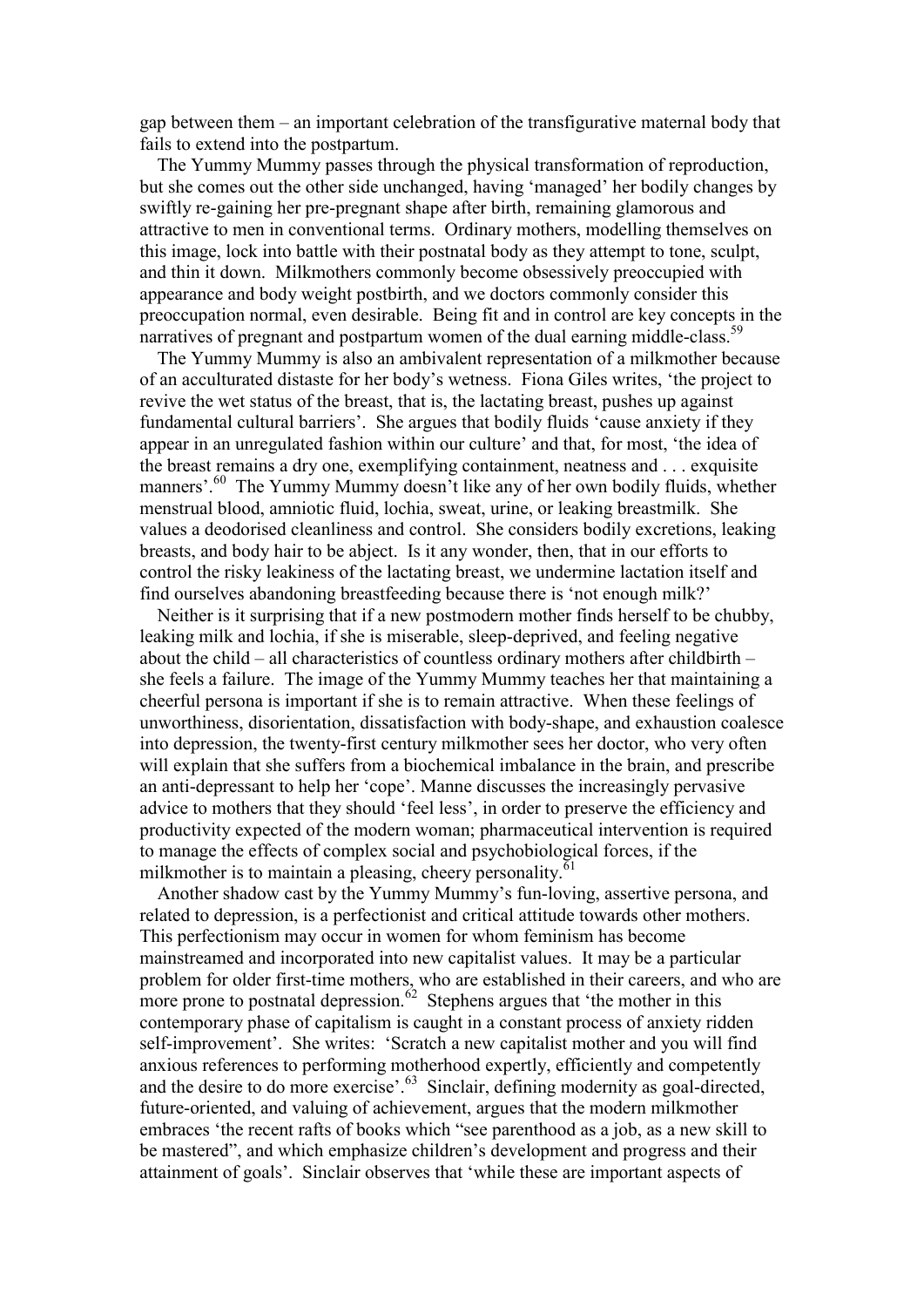gap between them – an important celebration of the transfigurative maternal body that fails to extend into the postpartum.

The Yummy Mummy passes through the physical transformation of reproduction, but she comes out the other side unchanged, having 'managed' her bodily changes by swiftly re-gaining her pre-pregnant shape after birth, remaining glamorous and attractive to men in conventional terms. Ordinary mothers, modelling themselves on this image, lock into battle with their postnatal body as they attempt to tone, sculpt, and thin it down. Milkmothers commonly become obsessively preoccupied with appearance and body weight postbirth, and we doctors commonly consider this preoccupation normal, even desirable. Being fit and in control are key concepts in the narratives of pregnant and postpartum women of the dual earning middle-class.[59]

The Yummy Mummy is also an ambivalent representation of a milkmother because of an acculturated distaste for her body's wetness. Fiona Giles writes, 'the project to revive the wet status of the breast, that is, the lactating breast, pushes up against fundamental cultural barriers'. She argues that bodily fluids 'cause anxiety if they appear in an unregulated fashion within our culture' and that, for most, 'the idea of the breast remains a dry one, exemplifying containment, neatness and . . . exquisite manners'.[60] The Yummy Mummy doesn't like any of her own bodily fluids, whether menstrual blood, amniotic fluid, lochia, sweat, urine, or leaking breastmilk. She values a deodorised cleanliness and control. She considers bodily excretions, leaking breasts, and body hair to be abject. Is it any wonder, then, that in our efforts to control the risky leakiness of the lactating breast, we undermine lactation itself and find ourselves abandoning breastfeeding because there is 'not enough milk?'

Neither is it surprising that if a new postmodern mother finds herself to be chubby, leaking milk and lochia, if she is miserable, sleep-deprived, and feeling negative about the child – all characteristics of countless ordinary mothers after childbirth – she feels a failure. The image of the Yummy Mummy teaches her that maintaining a cheerful persona is important if she is to remain attractive. When these feelings of unworthiness, disorientation, dissatisfaction with body-shape, and exhaustion coalesce into depression, the twenty-first century milkmother sees her doctor, who very often will explain that she suffers from a biochemical imbalance in the brain, and prescribe an anti-depressant to help her 'cope'. Manne discusses the increasingly pervasive advice to mothers that they should 'feel less', in order to preserve the efficiency and productivity expected of the modern woman; pharmaceutical intervention is required to manage the effects of complex social and psychobiological forces, if the milkmother is to maintain a pleasing, cheery personality.[61]

Another shadow cast by the Yummy Mummy's fun-loving, assertive persona, and related to depression, is a perfectionist and critical attitude towards other mothers. This perfectionism may occur in women for whom feminism has become mainstreamed and incorporated into new capitalist values. It may be a particular problem for older first-time mothers, who are established in their careers, and who are more prone to postnatal depression.[62] Stephens argues that 'the mother in this contemporary phase of capitalism is caught in a constant process of anxiety ridden self-improvement'. She writes: 'Scratch a new capitalist mother and you will find anxious references to performing motherhood expertly, efficiently and competently and the desire to do more exercise'.[63] Sinclair, defining modernity as goal-directed, future-oriented, and valuing of achievement, argues that the modern milkmother embraces 'the recent rafts of books which "see parenthood as a job, as a new skill to be mastered", and which emphasize children's development and progress and their attainment of goals'. Sinclair observes that 'while these are important aspects of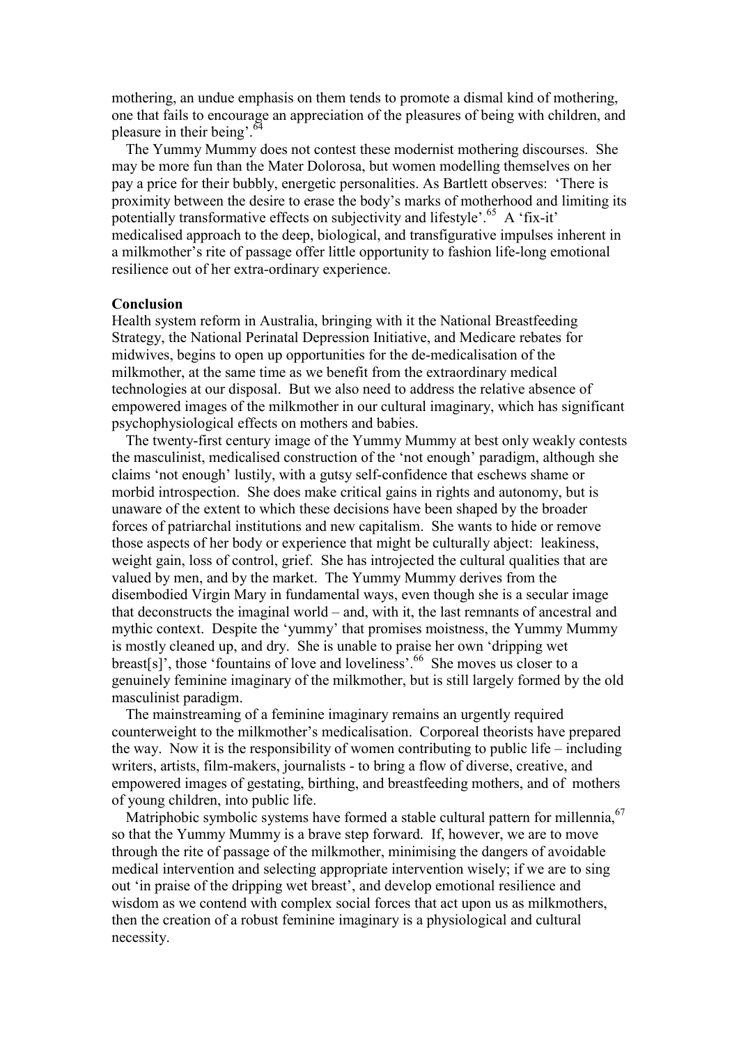mothering, an undue emphasis on them tends to promote a dismal kind of mothering, one that fails to encourage an appreciation of the pleasures of being with children, and pleasure in their being'.[64]

The Yummy Mummy does not contest these modernist mothering discourses. She may be more fun than the Mater Dolorosa, but women modelling themselves on her pay a price for their bubbly, energetic personalities. As Bartlett observes: 'There is proximity between the desire to erase the body's marks of motherhood and limiting its potentially transformative effects on subjectivity and lifestyle'.[65] A 'fix-it' medicalised approach to the deep, biological, and transfigurative impulses inherent in a milkmother's rite of passage offer little opportunity to fashion life-long emotional resilience out of her extra-ordinary experience.

**Conclusion**

Health system reform in Australia, bringing with it the National Breastfeeding Strategy, the National Perinatal Depression Initiative, and Medicare rebates for midwives, begins to open up opportunities for the de-medicalisation of the milkmother, at the same time as we benefit from the extraordinary medical technologies at our disposal. But we also need to address the relative absence of empowered images of the milkmother in our cultural imaginary, which has significant psychophysiological effects on mothers and babies.

The twenty-first century image of the Yummy Mummy at best only weakly contests the masculinist, medicalised construction of the 'not enough' paradigm, although she claims 'not enough' lustily, with a gutsy self-confidence that eschews shame or morbid introspection. She does make critical gains in rights and autonomy, but is unaware of the extent to which these decisions have been shaped by the broader forces of patriarchal institutions and new capitalism. She wants to hide or remove those aspects of her body or experience that might be culturally abject: leakiness, weight gain, loss of control, grief. She has introjected the cultural qualities that are valued by men, and by the market. The Yummy Mummy derives from the disembodied Virgin Mary in fundamental ways, even though she is a secular image that deconstructs the imaginal world – and, with it, the last remnants of ancestral and mythic context. Despite the 'yummy' that promises moistness, the Yummy Mummy is mostly cleaned up, and dry. She is unable to praise her own 'dripping wet breast[s]', those 'fountains of love and loveliness'.[66] She moves us closer to a genuinely feminine imaginary of the milkmother, but is still largely formed by the old masculinist paradigm.

The mainstreaming of a feminine imaginary remains an urgently required counterweight to the milkmother's medicalisation. Corporeal theorists have prepared the way. Now it is the responsibility of women contributing to public life – including writers, artists, film-makers, journalists - to bring a flow of diverse, creative, and empowered images of gestating, birthing, and breastfeeding mothers, and of mothers of young children, into public life.

Matriphobic symbolic systems have formed a stable cultural pattern for millennia,[67] so that the Yummy Mummy is a brave step forward. If, however, we are to move through the rite of passage of the milkmother, minimising the dangers of avoidable medical intervention and selecting appropriate intervention wisely; if we are to sing out 'in praise of the dripping wet breast', and develop emotional resilience and wisdom as we contend with complex social forces that act upon us as milkmothers, then the creation of a robust feminine imaginary is a physiological and cultural necessity.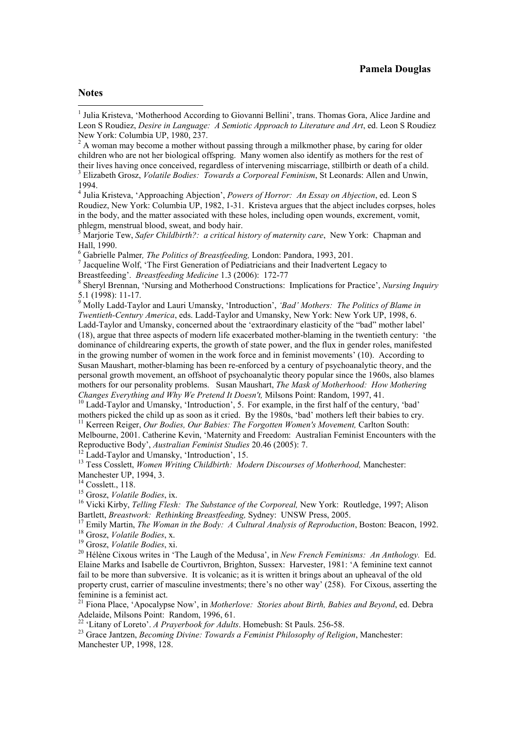## Notes

[1] Julia Kristeva, 'Motherhood According to Giovanni Bellini', trans. Thomas Gora, Alice Jardine and Leon S Roudiez, *Desire in Language: A Semiotic Approach to Literature and Art*, ed. Leon S Roudiez New York: Columbia UP, 1980, 237.

[2] A woman may become a mother without passing through a milkmother phase, by caring for older children who are not her biological offspring. Many women also identify as mothers for the rest of their lives having once conceived, regardless of intervening miscarriage, stillbirth or death of a child.

[3] Elizabeth Grosz, *Volatile Bodies: Towards a Corporeal Feminism*, St Leonards: Allen and Unwin, 1994.

[4] Julia Kristeva, 'Approaching Abjection', *Powers of Horror: An Essay on Abjection*, ed. Leon S Roudiez, New York: Columbia UP, 1982, 1-31. Kristeva argues that the abject includes corpses, holes in the body, and the matter associated with these holes, including open wounds, excrement, vomit, phlegm, menstrual blood, sweat, and body hair.

[5] Marjorie Tew, *Safer Childbirth?: a critical history of maternity care*, New York: Chapman and Hall, 1990.

[6] Gabrielle Palmer*, The Politics of Breastfeeding,* London: Pandora, 1993, 201.

[7] Jacqueline Wolf, 'The First Generation of Pediatricians and their Inadvertent Legacy to Breastfeeding'. *Breastfeeding Medicine* 1.3 (2006): 172-77

[8] Sheryl Brennan, 'Nursing and Motherhood Constructions: Implications for Practice', *Nursing Inquiry* 5.1 (1998): 11-17.

[9] Molly Ladd-Taylor and Lauri Umansky, 'Introduction', *'Bad' Mothers: The Politics of Blame in Twentieth-Century America*, eds. Ladd-Taylor and Umansky, New York: New York UP, 1998, 6. Ladd-Taylor and Umansky, concerned about the 'extraordinary elasticity of the "bad" mother label' (18), argue that three aspects of modern life exacerbated mother-blaming in the twentieth century: 'the dominance of childrearing experts, the growth of state power, and the flux in gender roles, manifested in the growing number of women in the work force and in feminist movements' (10). According to Susan Maushart, mother-blaming has been re-enforced by a century of psychoanalytic theory, and the personal growth movement, an offshoot of psychoanalytic theory popular since the 1960s, also blames mothers for our personality problems. Susan Maushart, *The Mask of Motherhood: How Mothering Changes Everything and Why We Pretend It Doesn't,* Milsons Point: Random, 1997, 41.

[10] Ladd-Taylor and Umansky, 'Introduction', 5. For example, in the first half of the century, 'bad' mothers picked the child up as soon as it cried. By the 1980s, 'bad' mothers left their babies to cry.

[11] Kerreen Reiger, *Our Bodies, Our Babies: The Forgotten Women's Movement,* Carlton South: Melbourne, 2001. Catherine Kevin, 'Maternity and Freedom: Australian Feminist Encounters with the Reproductive Body', *Australian Feminist Studies* 20.46 (2005): 7.

[12] Ladd-Taylor and Umansky, 'Introduction', 15.

[13] Tess Cosslett, *Women Writing Childbirth: Modern Discourses of Motherhood,* Manchester: Manchester UP, 1994, 3.

[14] Cosslett., 118.

[15] Grosz, *Volatile Bodies*, ix.

[16] Vicki Kirby, *Telling Flesh: The Substance of the Corporeal,* New York: Routledge, 1997; Alison Bartlett, *Breastwork: Rethinking Breastfeeding,* Sydney: UNSW Press, 2005.

[17] Emily Martin, *The Woman in the Body: A Cultural Analysis of Reproduction*, Boston: Beacon, 1992.

[18] Grosz, *Volatile Bodies*, x.

[19] Grosz, *Volatile Bodies*, xi.

[20] Hélène Cixous writes in 'The Laugh of the Medusa', in *New French Feminisms: An Anthology.* Ed. Elaine Marks and Isabelle de Courtivron, Brighton, Sussex: Harvester, 1981: 'A feminine text cannot fail to be more than subversive. It is volcanic; as it is written it brings about an upheaval of the old property crust, carrier of masculine investments; there's no other way' (258). For Cixous, asserting the feminine is a feminist act.

[21] Fiona Place, 'Apocalypse Now', in *Motherlove: Stories about Birth, Babies and Beyond*, ed. Debra Adelaide, Milsons Point: Random, 1996, 61.

[22] 'Litany of Loreto'. *A Prayerbook for Adults*. Homebush: St Pauls. 256-58.

[23] Grace Jantzen, *Becoming Divine: Towards a Feminist Philosophy of Religion*, Manchester: Manchester UP, 1998, 128.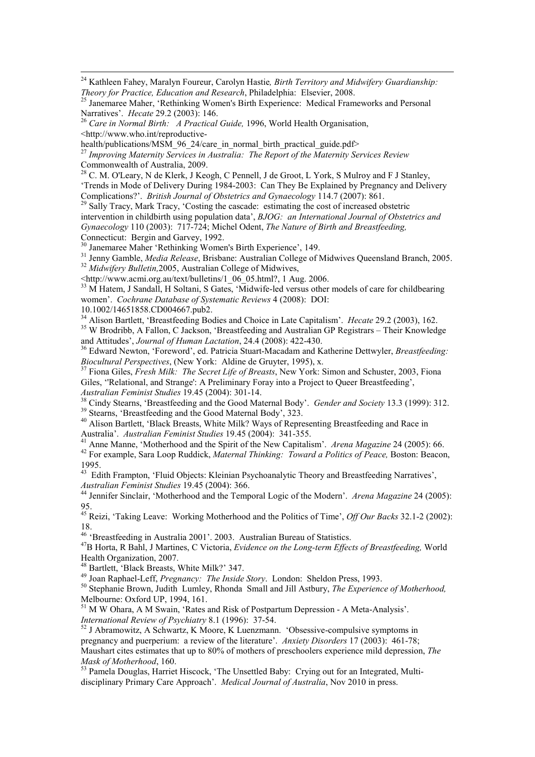[24] Kathleen Fahey, Maralyn Foureur, Carolyn Hastie*, Birth Territory and Midwifery Guardianship: Theory for Practice, Education and Research*, Philadelphia: Elsevier, 2008.

[25] Janemaree Maher, 'Rethinking Women's Birth Experience: Medical Frameworks and Personal Narratives'. *Hecate* 29.2 (2003): 146.

[26] *Care in Normal Birth: A Practical Guide,* 1996, World Health Organisation, <http://www.who.int/reproductive-health/publications/MSM_96_24/care_in_normal_birth_practical_guide.pdf>

[27] *Improving Maternity Services in Australia: The Report of the Maternity Services Review* Commonwealth of Australia, 2009.

[28] C. M. O'Leary, N de Klerk, J Keogh, C Pennell, J de Groot, L York, S Mulroy and F J Stanley, 'Trends in Mode of Delivery During 1984-2003: Can They Be Explained by Pregnancy and Delivery Complications?'. *British Journal of Obstetrics and Gynaecology* 114.7 (2007): 861.

[29] Sally Tracy, Mark Tracy, 'Costing the cascade: estimating the cost of increased obstetric intervention in childbirth using population data', *BJOG: an International Journal of Obstetrics and Gynaecology* 110 (2003): 717-724; Michel Odent, *The Nature of Birth and Breastfeeding,* Connecticut: Bergin and Garvey, 1992.

[30] Janemaree Maher 'Rethinking Women's Birth Experience', 149.

[31] Jenny Gamble, *Media Release*, Brisbane: Australian College of Midwives Queensland Branch, 2005.

[32] *Midwifery Bulletin,*2005, Australian College of Midwives, <http://www.acmi.org.au/text/bulletins/1_06_05.html?, 1 Aug. 2006.

[33] M Hatem, J Sandall, H Soltani, S Gates, 'Midwife-led versus other models of care for childbearing women'. *Cochrane Database of Systematic Reviews* 4 (2008): DOI: 10.1002/14651858.CD004667.pub2.

[34] Alison Bartlett, 'Breastfeeding Bodies and Choice in Late Capitalism'. *Hecate* 29.2 (2003), 162.

[35] W Brodribb, A Fallon, C Jackson, 'Breastfeeding and Australian GP Registrars – Their Knowledge and Attitudes', *Journal of Human Lactation*, 24.4 (2008): 422-430.

[36] Edward Newton, 'Foreword', ed. Patricia Stuart-Macadam and Katherine Dettwyler, *Breastfeeding: Biocultural Perspectives*, (New York: Aldine de Gruyter, 1995), x.

[37] Fiona Giles, *Fresh Milk: The Secret Life of Breasts*, New York: Simon and Schuster, 2003, Fiona Giles, ''Relational, and Strange': A Preliminary Foray into a Project to Queer Breastfeeding', *Australian Feminist Studies* 19.45 (2004): 301-14.

[38] Cindy Stearns, 'Breastfeeding and the Good Maternal Body'. *Gender and Society* 13.3 (1999): 312.

[39] Stearns, 'Breastfeeding and the Good Maternal Body', 323.

[40] Alison Bartlett, 'Black Breasts, White Milk? Ways of Representing Breastfeeding and Race in Australia'. *Australian Feminist Studies* 19.45 (2004): 341-355.

[41] Anne Manne, 'Motherhood and the Spirit of the New Capitalism'. *Arena Magazine* 24 (2005): 66.

[42] For example, Sara Loop Ruddick, *Maternal Thinking: Toward a Politics of Peace,* Boston: Beacon, 1995.

[43] Edith Frampton, 'Fluid Objects: Kleinian Psychoanalytic Theory and Breastfeeding Narratives', *Australian Feminist Studies* 19.45 (2004): 366.

[44] Jennifer Sinclair, 'Motherhood and the Temporal Logic of the Modern'. *Arena Magazine* 24 (2005): 95.

[45] Reizi, 'Taking Leave: Working Motherhood and the Politics of Time', *Off Our Backs* 32.1-2 (2002): 18.

[46] 'Breastfeeding in Australia 2001'. 2003. Australian Bureau of Statistics.

[47] B Horta, R Bahl, J Martines, C Victoria, *Evidence on the Long-term Effects of Breastfeeding,* World Health Organization, 2007.

[48] Bartlett, 'Black Breasts, White Milk?' 347.

[49] Joan Raphael-Leff, *Pregnancy: The Inside Story*. London: Sheldon Press, 1993.

[50] Stephanie Brown, Judith Lumley, Rhonda Small and Jill Astbury, *The Experience of Motherhood,* Melbourne: Oxford UP, 1994, 161.

[51] M W Ohara, A M Swain, 'Rates and Risk of Postpartum Depression - A Meta-Analysis'. *International Review of Psychiatry* 8.1 (1996): 37-54.

[52] J Abramowitz, A Schwartz, K Moore, K Luenzmann. 'Obsessive-compulsive symptoms in pregnancy and puerperium: a review of the literature'. *Anxiety Disorders* 17 (2003): 461-78; Maushart cites estimates that up to 80% of mothers of preschoolers experience mild depression, *The Mask of Motherhood*, 160.

[53] Pamela Douglas, Harriet Hiscock, 'The Unsettled Baby: Crying out for an Integrated, Multi-disciplinary Primary Care Approach'. *Medical Journal of Australia*, Nov 2010 in press.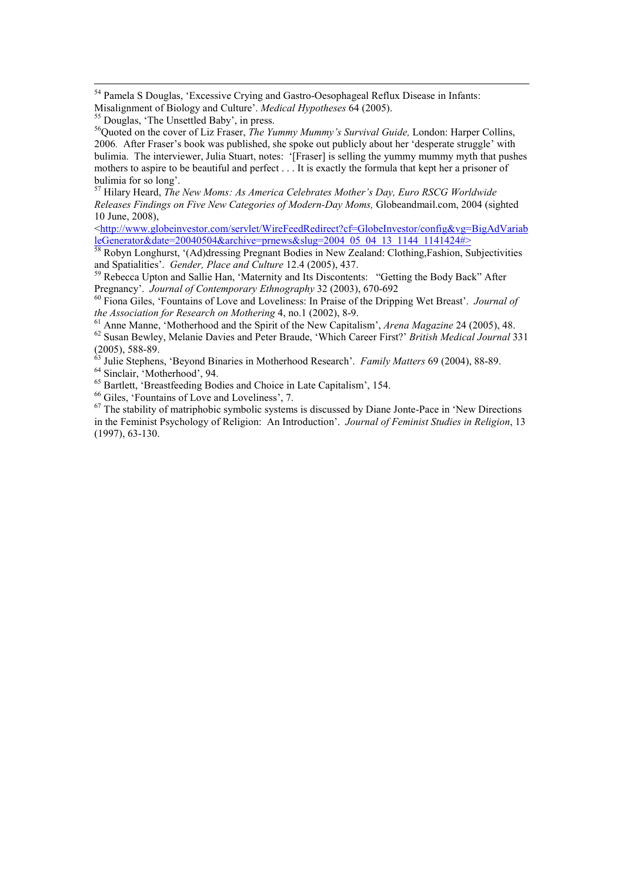[54] Pamela S Douglas, 'Excessive Crying and Gastro-Oesophageal Reflux Disease in Infants: Misalignment of Biology and Culture'. *Medical Hypotheses* 64 (2005).

[55] Douglas, 'The Unsettled Baby', in press.

[56] Quoted on the cover of Liz Fraser, *The Yummy Mummy's Survival Guide,* London: Harper Collins, 2006. After Fraser's book was published, she spoke out publicly about her 'desperate struggle' with bulimia. The interviewer, Julia Stuart, notes: '[Fraser] is selling the yummy mummy myth that pushes mothers to aspire to be beautiful and perfect . . . It is exactly the formula that kept her a prisoner of bulimia for so long'.

[57] Hilary Heard, *The New Moms: As America Celebrates Mother's Day, Euro RSCG Worldwide Releases Findings on Five New Categories of Modern-Day Moms,* Globeandmail.com, 2004 (sighted 10 June, 2008), <http://www.globeinvestor.com/servlet/WireFeedRedirect?cf=GlobeInvestor/config&vg=BigAdVariableGenerator&date=20040504&archive=prnews&slug=2004_05_04_13_1144_1141424#>

[58] Robyn Longhurst, '(Ad)dressing Pregnant Bodies in New Zealand: Clothing,Fashion, Subjectivities and Spatialities'. *Gender, Place and Culture* 12.4 (2005), 437.

[59] Rebecca Upton and Sallie Han, 'Maternity and Its Discontents: "Getting the Body Back" After Pregnancy'. *Journal of Contemporary Ethnography* 32 (2003), 670-692

[60] Fiona Giles, 'Fountains of Love and Loveliness: In Praise of the Dripping Wet Breast'. *Journal of the Association for Research on Mothering* 4, no.1 (2002), 8-9.

[61] Anne Manne, 'Motherhood and the Spirit of the New Capitalism', *Arena Magazine* 24 (2005), 48.

[62] Susan Bewley, Melanie Davies and Peter Braude, 'Which Career First?' *British Medical Journal* 331 (2005), 588-89.

[63] Julie Stephens, 'Beyond Binaries in Motherhood Research'. *Family Matters* 69 (2004), 88-89.

[64] Sinclair, 'Motherhood', 94.

[65] Bartlett, 'Breastfeeding Bodies and Choice in Late Capitalism', 154.

[66] Giles, 'Fountains of Love and Loveliness', 7.

[67] The stability of matriphobic symbolic systems is discussed by Diane Jonte-Pace in 'New Directions in the Feminist Psychology of Religion: An Introduction'. *Journal of Feminist Studies in Religion*, 13 (1997), 63-130.